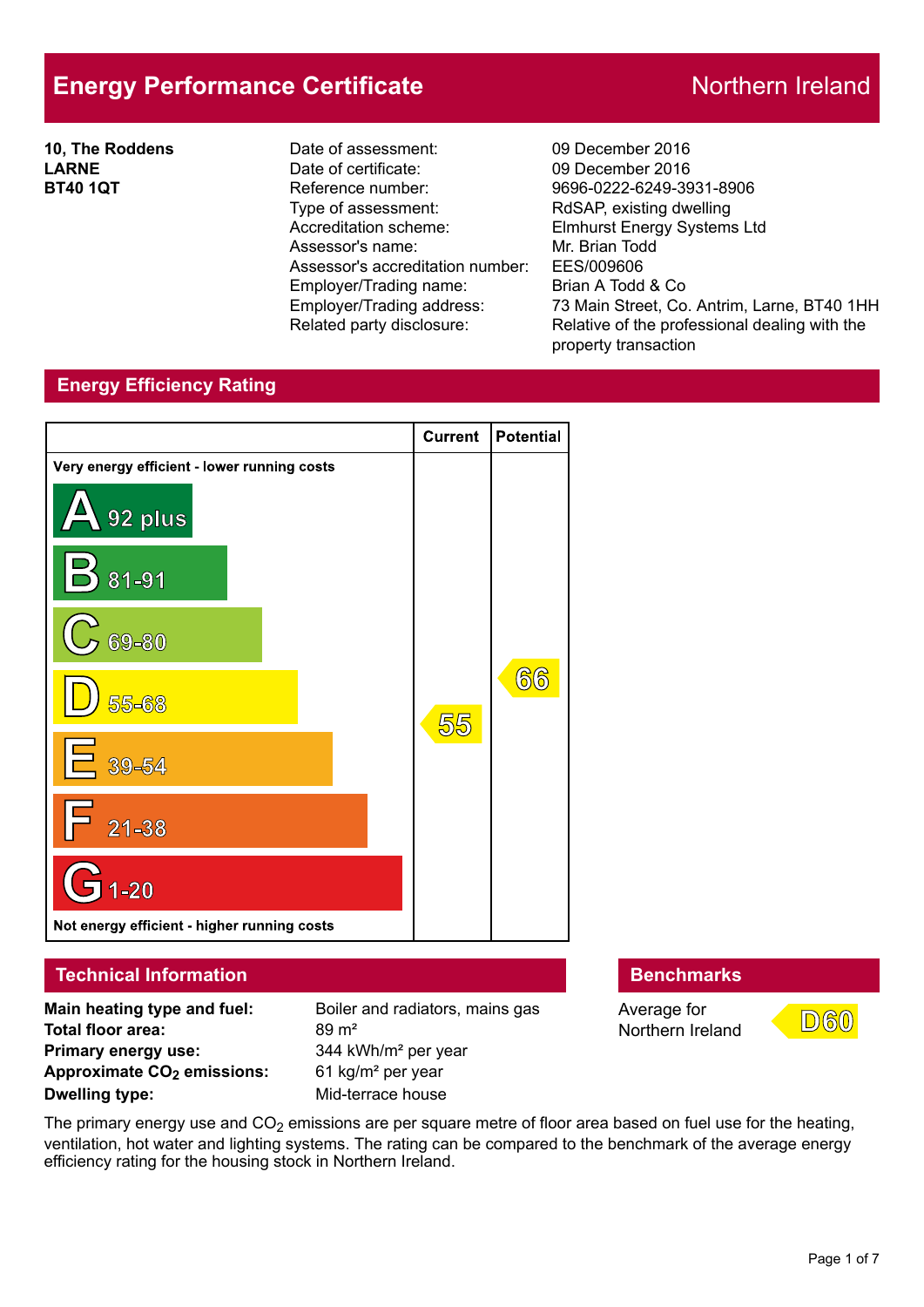# Energy Performance Certificate

Northern Ireland

**10, The Roddens**
**LARNE**
**BT40 1QT**

| | |
|---|---|
| Date of assessment: | 09 December 2016 |
| Date of certificate: | 09 December 2016 |
| Reference number: | 9696-0222-6249-3931-8906 |
| Type of assessment: | RdSAP, existing dwelling |
| Accreditation scheme: | Elmhurst Energy Systems Ltd |
| Assessor's name: | Mr. Brian Todd |
| Assessor's accreditation number: | EES/009606 |
| Employer/Trading name: | Brian A Todd & Co |
| Employer/Trading address: | 73 Main Street, Co. Antrim, Larne, BT40 1HH |
| Related party disclosure: | Relative of the professional dealing with the property transaction |

## Energy Efficiency Rating

| Rating | Current | Potential |
|---|---|---|
| Very energy efficient - lower running costs | | |
| A 92 plus | | |
| B 81-91 | | |
| C 69-80 | | |
| D 55-68 | 55 | 66 |
| E 39-54 | | |
| F 21-38 | | |
| G 1-20 | | |
| Not energy efficient - higher running costs | | |

## Technical Information

| | |
|---|---|
| **Main heating type and fuel:** | Boiler and radiators, mains gas |
| **Total floor area:** | 89 m² |
| **Primary energy use:** | 344 kWh/m² per year |
| **Approximate $CO_2$ emissions:** | 61 kg/m² per year |
| **Dwelling type:** | Mid-terrace house |

## Benchmarks

Average for Northern Ireland: D60

The primary energy use and $CO_2$ emissions are per square metre of floor area based on fuel use for the heating, ventilation, hot water and lighting systems. The rating can be compared to the benchmark of the average energy efficiency rating for the housing stock in Northern Ireland.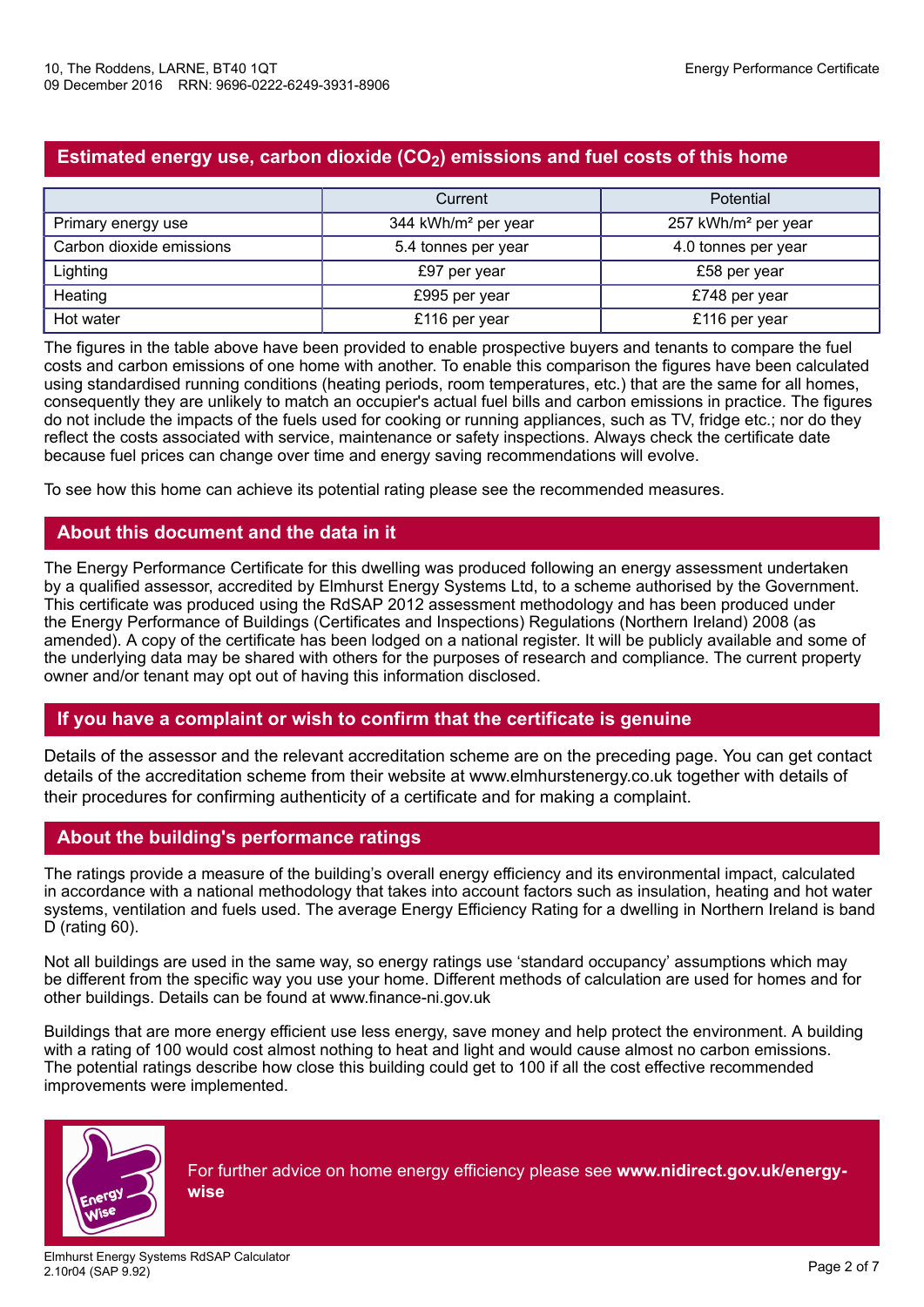## Estimated energy use, carbon dioxide ($CO_2$) emissions and fuel costs of this home

| | Current | Potential |
|---|---|---|
| Primary energy use | 344 kWh/m² per year | 257 kWh/m² per year |
| Carbon dioxide emissions | 5.4 tonnes per year | 4.0 tonnes per year |
| Lighting | £97 per year | £58 per year |
| Heating | £995 per year | £748 per year |
| Hot water | £116 per year | £116 per year |

The figures in the table above have been provided to enable prospective buyers and tenants to compare the fuel costs and carbon emissions of one home with another. To enable this comparison the figures have been calculated using standardised running conditions (heating periods, room temperatures, etc.) that are the same for all homes, consequently they are unlikely to match an occupier's actual fuel bills and carbon emissions in practice. The figures do not include the impacts of the fuels used for cooking or running appliances, such as TV, fridge etc.; nor do they reflect the costs associated with service, maintenance or safety inspections. Always check the certificate date because fuel prices can change over time and energy saving recommendations will evolve.

To see how this home can achieve its potential rating please see the recommended measures.

## About this document and the data in it

The Energy Performance Certificate for this dwelling was produced following an energy assessment undertaken by a qualified assessor, accredited by Elmhurst Energy Systems Ltd, to a scheme authorised by the Government. This certificate was produced using the RdSAP 2012 assessment methodology and has been produced under the Energy Performance of Buildings (Certificates and Inspections) Regulations (Northern Ireland) 2008 (as amended). A copy of the certificate has been lodged on a national register. It will be publicly available and some of the underlying data may be shared with others for the purposes of research and compliance. The current property owner and/or tenant may opt out of having this information disclosed.

## If you have a complaint or wish to confirm that the certificate is genuine

Details of the assessor and the relevant accreditation scheme are on the preceding page. You can get contact details of the accreditation scheme from their website at www.elmhurstenergy.co.uk together with details of their procedures for confirming authenticity of a certificate and for making a complaint.

## About the building's performance ratings

The ratings provide a measure of the building's overall energy efficiency and its environmental impact, calculated in accordance with a national methodology that takes into account factors such as insulation, heating and hot water systems, ventilation and fuels used. The average Energy Efficiency Rating for a dwelling in Northern Ireland is band D (rating 60).

Not all buildings are used in the same way, so energy ratings use 'standard occupancy' assumptions which may be different from the specific way you use your home. Different methods of calculation are used for homes and for other buildings. Details can be found at www.finance-ni.gov.uk

Buildings that are more energy efficient use less energy, save money and help protect the environment. A building with a rating of 100 would cost almost nothing to heat and light and would cause almost no carbon emissions. The potential ratings describe how close this building could get to 100 if all the cost effective recommended improvements were implemented.

For further advice on home energy efficiency please see **www.nidirect.gov.uk/energy-wise**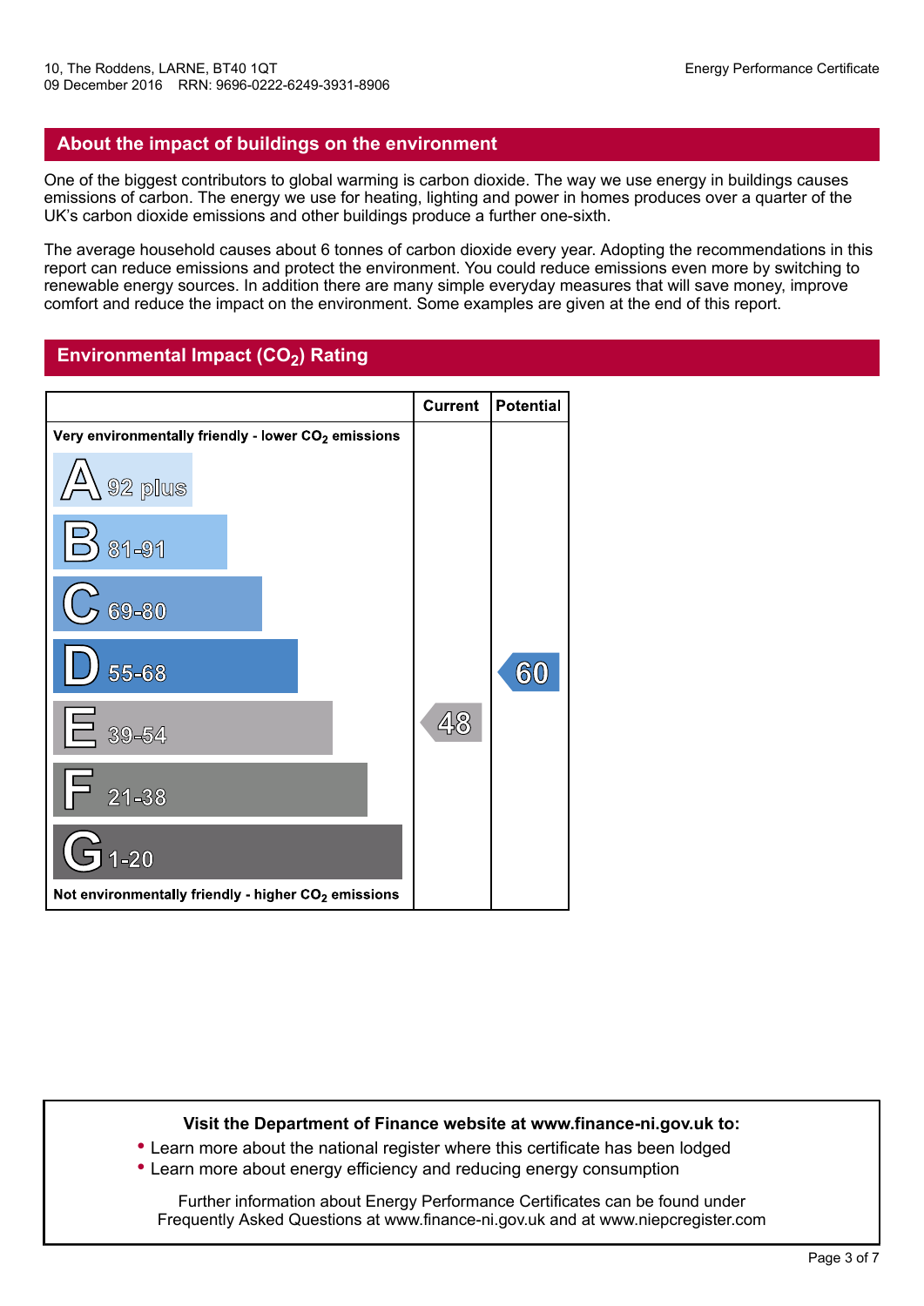## About the impact of buildings on the environment

One of the biggest contributors to global warming is carbon dioxide. The way we use energy in buildings causes emissions of carbon. The energy we use for heating, lighting and power in homes produces over a quarter of the UK's carbon dioxide emissions and other buildings produce a further one-sixth.

The average household causes about 6 tonnes of carbon dioxide every year. Adopting the recommendations in this report can reduce emissions and protect the environment. You could reduce emissions even more by switching to renewable energy sources. In addition there are many simple everyday measures that will save money, improve comfort and reduce the impact on the environment. Some examples are given at the end of this report.

## Environmental Impact ($CO_2$) Rating

| | Current | Potential |
|---|---|---|
| Very environmentally friendly - lower $CO_2$ emissions | | |
| A 92 plus | | |
| B 81-91 | | |
| C 69-80 | | |
| D 55-68 | | 60 |
| E 39-54 | 48 | |
| F 21-38 | | |
| G 1-20 | | |
| Not environmentally friendly - higher $CO_2$ emissions | | |

**Visit the Department of Finance website at www.finance-ni.gov.uk to:**

- Learn more about the national register where this certificate has been lodged
- Learn more about energy efficiency and reducing energy consumption

Further information about Energy Performance Certificates can be found under Frequently Asked Questions at www.finance-ni.gov.uk and at www.niepcregister.com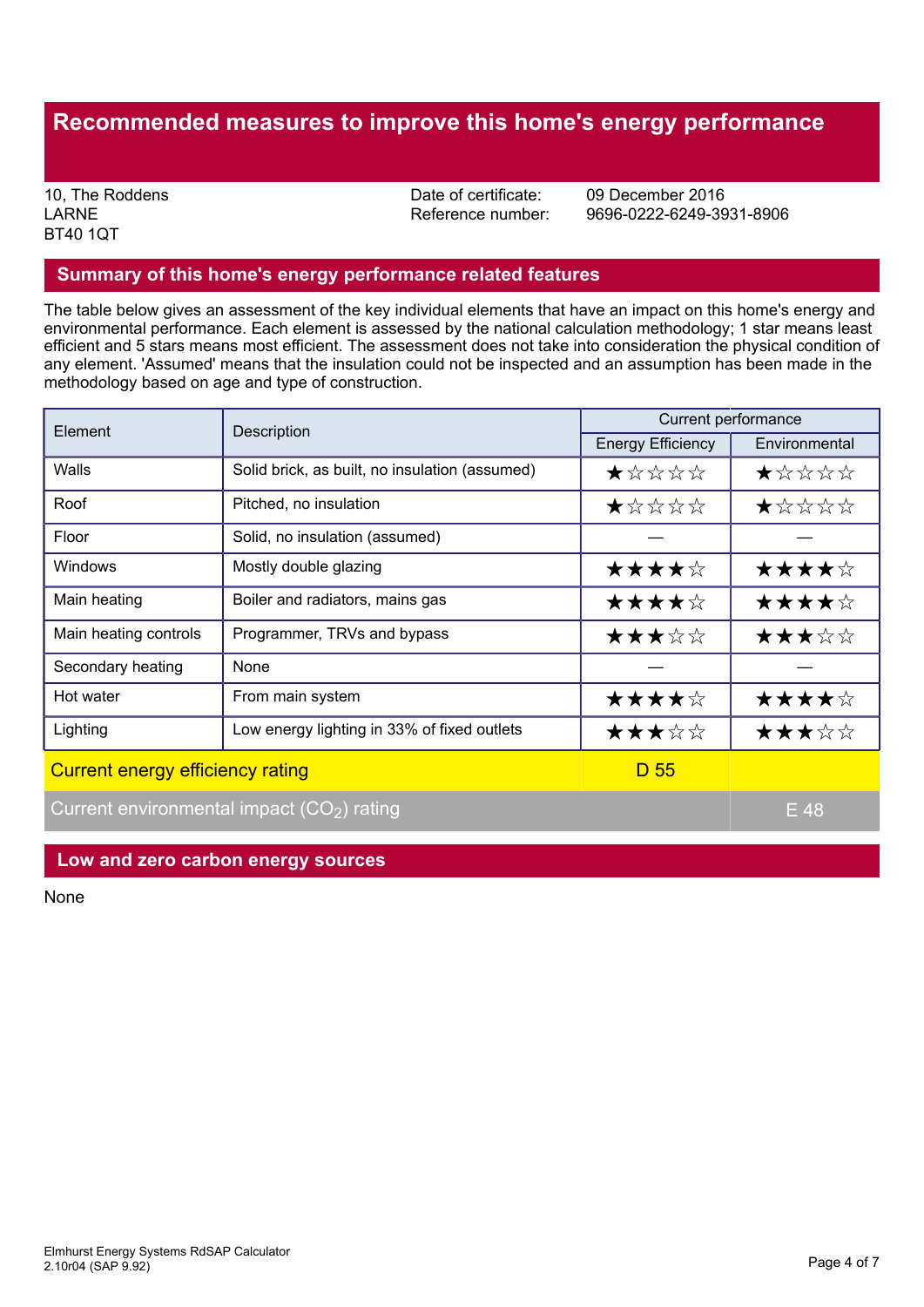# Recommended measures to improve this home's energy performance

10, The Roddens
LARNE
BT40 1QT

Date of certificate: 09 December 2016
Reference number: 9696-0222-6249-3931-8906

## Summary of this home's energy performance related features

The table below gives an assessment of the key individual elements that have an impact on this home's energy and environmental performance. Each element is assessed by the national calculation methodology; 1 star means least efficient and 5 stars means most efficient. The assessment does not take into consideration the physical condition of any element. 'Assumed' means that the insulation could not be inspected and an assumption has been made in the methodology based on age and type of construction.

| Element | Description | Current performance | |
|---|---|---|---|
| | | Energy Efficiency | Environmental |
| Walls | Solid brick, as built, no insulation (assumed) | ★☆☆☆☆ | ★☆☆☆☆ |
| Roof | Pitched, no insulation | ★☆☆☆☆ | ★☆☆☆☆ |
| Floor | Solid, no insulation (assumed) | — | — |
| Windows | Mostly double glazing | ★★★★☆ | ★★★★☆ |
| Main heating | Boiler and radiators, mains gas | ★★★★☆ | ★★★★☆ |
| Main heating controls | Programmer, TRVs and bypass | ★★★☆☆ | ★★★☆☆ |
| Secondary heating | None | — | — |
| Hot water | From main system | ★★★★☆ | ★★★★☆ |
| Lighting | Low energy lighting in 33% of fixed outlets | ★★★☆☆ | ★★★☆☆ |
| Current energy efficiency rating | | D 55 | |
| Current environmental impact ($CO_2$) rating | | | E 48 |

## Low and zero carbon energy sources

None

Elmhurst Energy Systems RdSAP Calculator
2.10r04 (SAP 9.92)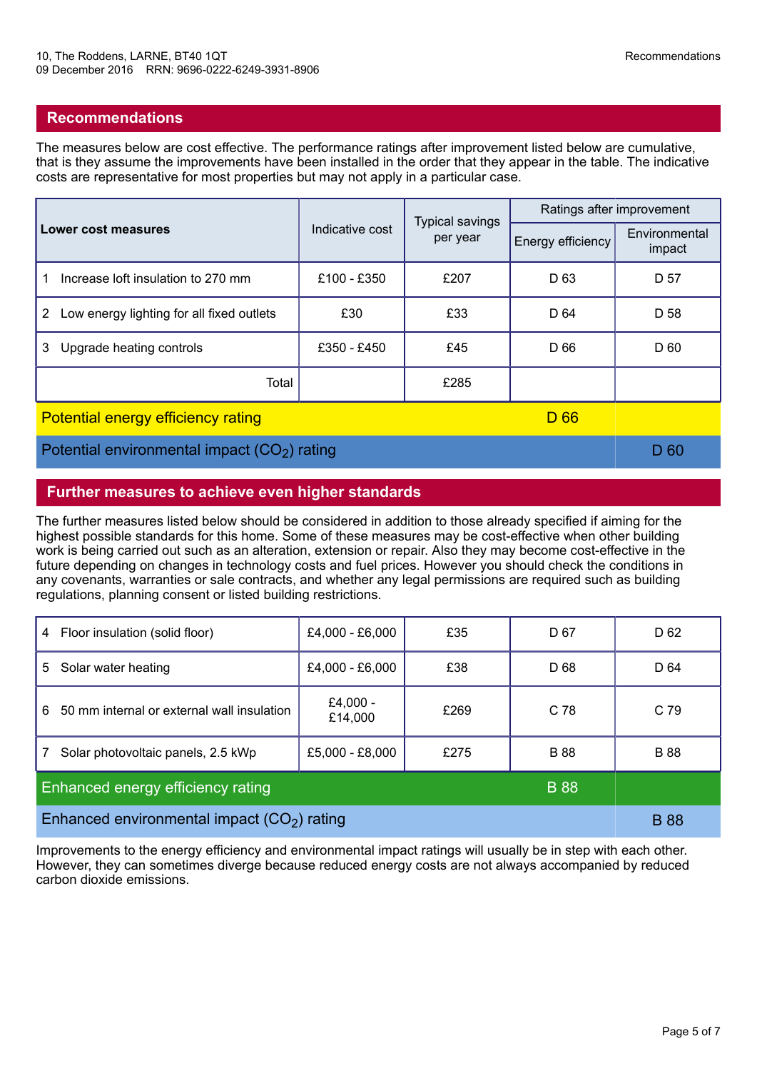## Recommendations

The measures below are cost effective. The performance ratings after improvement listed below are cumulative, that is they assume the improvements have been installed in the order that they appear in the table. The indicative costs are representative for most properties but may not apply in a particular case.

| **Lower cost measures** | Indicative cost | Typical savings per year | Ratings after improvement | |
|---|---|---|---|---|
| | | | Energy efficiency | Environmental impact |
| 1 Increase loft insulation to 270 mm | £100 - £350 | £207 | D 63 | D 57 |
| 2 Low energy lighting for all fixed outlets | £30 | £33 | D 64 | D 58 |
| 3 Upgrade heating controls | £350 - £450 | £45 | D 66 | D 60 |
| Total | | £285 | | |
| Potential energy efficiency rating | | | D 66 | |
| Potential environmental impact ($CO_2$) rating | | | | D 60 |

## Further measures to achieve even higher standards

The further measures listed below should be considered in addition to those already specified if aiming for the highest possible standards for this home. Some of these measures may be cost-effective when other building work is being carried out such as an alteration, extension or repair. Also they may become cost-effective in the future depending on changes in technology costs and fuel prices. However you should check the conditions in any covenants, warranties or sale contracts, and whether any legal permissions are required such as building regulations, planning consent or listed building restrictions.

| Measure | Indicative cost | Typical savings per year | Energy efficiency | Environmental impact |
|---|---|---|---|---|
| 4 Floor insulation (solid floor) | £4,000 - £6,000 | £35 | D 67 | D 62 |
| 5 Solar water heating | £4,000 - £6,000 | £38 | D 68 | D 64 |
| 6 50 mm internal or external wall insulation | £4,000 - £14,000 | £269 | C 78 | C 79 |
| 7 Solar photovoltaic panels, 2.5 kWp | £5,000 - £8,000 | £275 | B 88 | B 88 |
| Enhanced energy efficiency rating | | | B 88 | |
| Enhanced environmental impact ($CO_2$) rating | | | | B 88 |

Improvements to the energy efficiency and environmental impact ratings will usually be in step with each other. However, they can sometimes diverge because reduced energy costs are not always accompanied by reduced carbon dioxide emissions.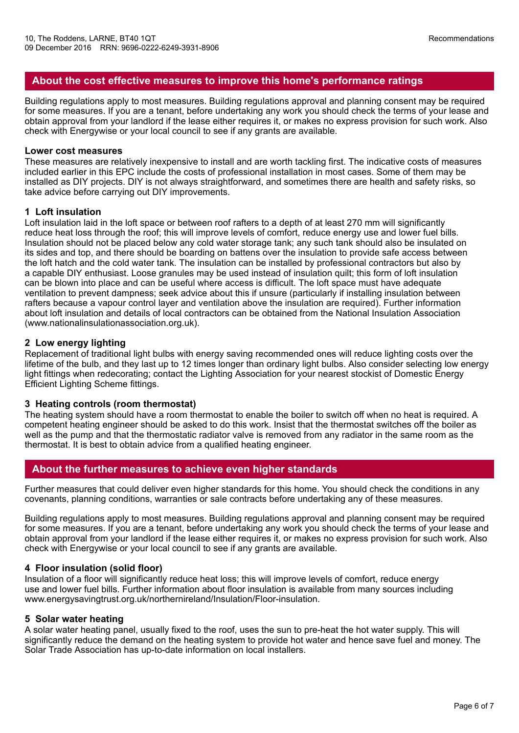## About the cost effective measures to improve this home's performance ratings

Building regulations apply to most measures. Building regulations approval and planning consent may be required for some measures. If you are a tenant, before undertaking any work you should check the terms of your lease and obtain approval from your landlord if the lease either requires it, or makes no express provision for such work. Also check with Energywise or your local council to see if any grants are available.

**Lower cost measures**

These measures are relatively inexpensive to install and are worth tackling first. The indicative costs of measures included earlier in this EPC include the costs of professional installation in most cases. Some of them may be installed as DIY projects. DIY is not always straightforward, and sometimes there are health and safety risks, so take advice before carrying out DIY improvements.

**1 Loft insulation**

Loft insulation laid in the loft space or between roof rafters to a depth of at least 270 mm will significantly reduce heat loss through the roof; this will improve levels of comfort, reduce energy use and lower fuel bills. Insulation should not be placed below any cold water storage tank; any such tank should also be insulated on its sides and top, and there should be boarding on battens over the insulation to provide safe access between the loft hatch and the cold water tank. The insulation can be installed by professional contractors but also by a capable DIY enthusiast. Loose granules may be used instead of insulation quilt; this form of loft insulation can be blown into place and can be useful where access is difficult. The loft space must have adequate ventilation to prevent dampness; seek advice about this if unsure (particularly if installing insulation between rafters because a vapour control layer and ventilation above the insulation are required). Further information about loft insulation and details of local contractors can be obtained from the National Insulation Association (www.nationalinsulationassociation.org.uk).

**2 Low energy lighting**

Replacement of traditional light bulbs with energy saving recommended ones will reduce lighting costs over the lifetime of the bulb, and they last up to 12 times longer than ordinary light bulbs. Also consider selecting low energy light fittings when redecorating; contact the Lighting Association for your nearest stockist of Domestic Energy Efficient Lighting Scheme fittings.

**3 Heating controls (room thermostat)**

The heating system should have a room thermostat to enable the boiler to switch off when no heat is required. A competent heating engineer should be asked to do this work. Insist that the thermostat switches off the boiler as well as the pump and that the thermostatic radiator valve is removed from any radiator in the same room as the thermostat. It is best to obtain advice from a qualified heating engineer.

## About the further measures to achieve even higher standards

Further measures that could deliver even higher standards for this home. You should check the conditions in any covenants, planning conditions, warranties or sale contracts before undertaking any of these measures.

Building regulations apply to most measures. Building regulations approval and planning consent may be required for some measures. If you are a tenant, before undertaking any work you should check the terms of your lease and obtain approval from your landlord if the lease either requires it, or makes no express provision for such work. Also check with Energywise or your local council to see if any grants are available.

**4 Floor insulation (solid floor)**

Insulation of a floor will significantly reduce heat loss; this will improve levels of comfort, reduce energy use and lower fuel bills. Further information about floor insulation is available from many sources including www.energysavingtrust.org.uk/northernireland/Insulation/Floor-insulation.

**5 Solar water heating**

A solar water heating panel, usually fixed to the roof, uses the sun to pre-heat the hot water supply. This will significantly reduce the demand on the heating system to provide hot water and hence save fuel and money. The Solar Trade Association has up-to-date information on local installers.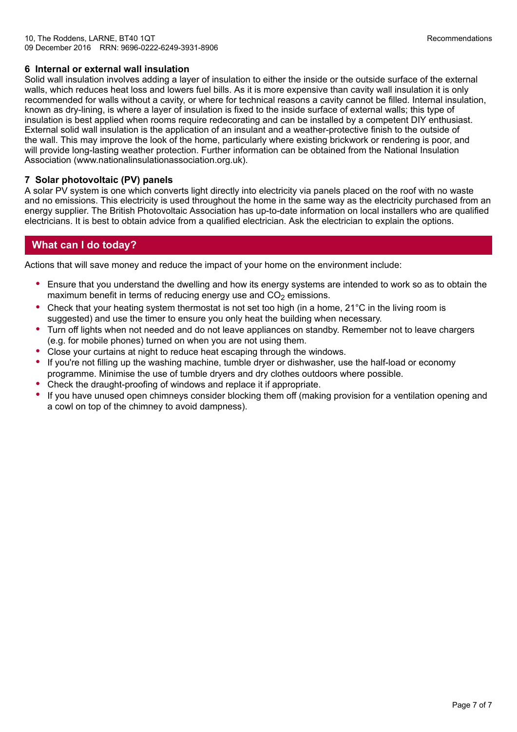### 6 Internal or external wall insulation

Solid wall insulation involves adding a layer of insulation to either the inside or the outside surface of the external walls, which reduces heat loss and lowers fuel bills. As it is more expensive than cavity wall insulation it is only recommended for walls without a cavity, or where for technical reasons a cavity cannot be filled. Internal insulation, known as dry-lining, is where a layer of insulation is fixed to the inside surface of external walls; this type of insulation is best applied when rooms require redecorating and can be installed by a competent DIY enthusiast. External solid wall insulation is the application of an insulant and a weather-protective finish to the outside of the wall. This may improve the look of the home, particularly where existing brickwork or rendering is poor, and will provide long-lasting weather protection. Further information can be obtained from the National Insulation Association (www.nationalinsulationassociation.org.uk).

### 7 Solar photovoltaic (PV) panels

A solar PV system is one which converts light directly into electricity via panels placed on the roof with no waste and no emissions. This electricity is used throughout the home in the same way as the electricity purchased from an energy supplier. The British Photovoltaic Association has up-to-date information on local installers who are qualified electricians. It is best to obtain advice from a qualified electrician. Ask the electrician to explain the options.

## What can I do today?

Actions that will save money and reduce the impact of your home on the environment include:

- Ensure that you understand the dwelling and how its energy systems are intended to work so as to obtain the maximum benefit in terms of reducing energy use and $CO_2$ emissions.
- Check that your heating system thermostat is not set too high (in a home, 21°C in the living room is suggested) and use the timer to ensure you only heat the building when necessary.
- Turn off lights when not needed and do not leave appliances on standby. Remember not to leave chargers (e.g. for mobile phones) turned on when you are not using them.
- Close your curtains at night to reduce heat escaping through the windows.
- If you're not filling up the washing machine, tumble dryer or dishwasher, use the half-load or economy programme. Minimise the use of tumble dryers and dry clothes outdoors where possible.
- Check the draught-proofing of windows and replace it if appropriate.
- If you have unused open chimneys consider blocking them off (making provision for a ventilation opening and a cowl on top of the chimney to avoid dampness).